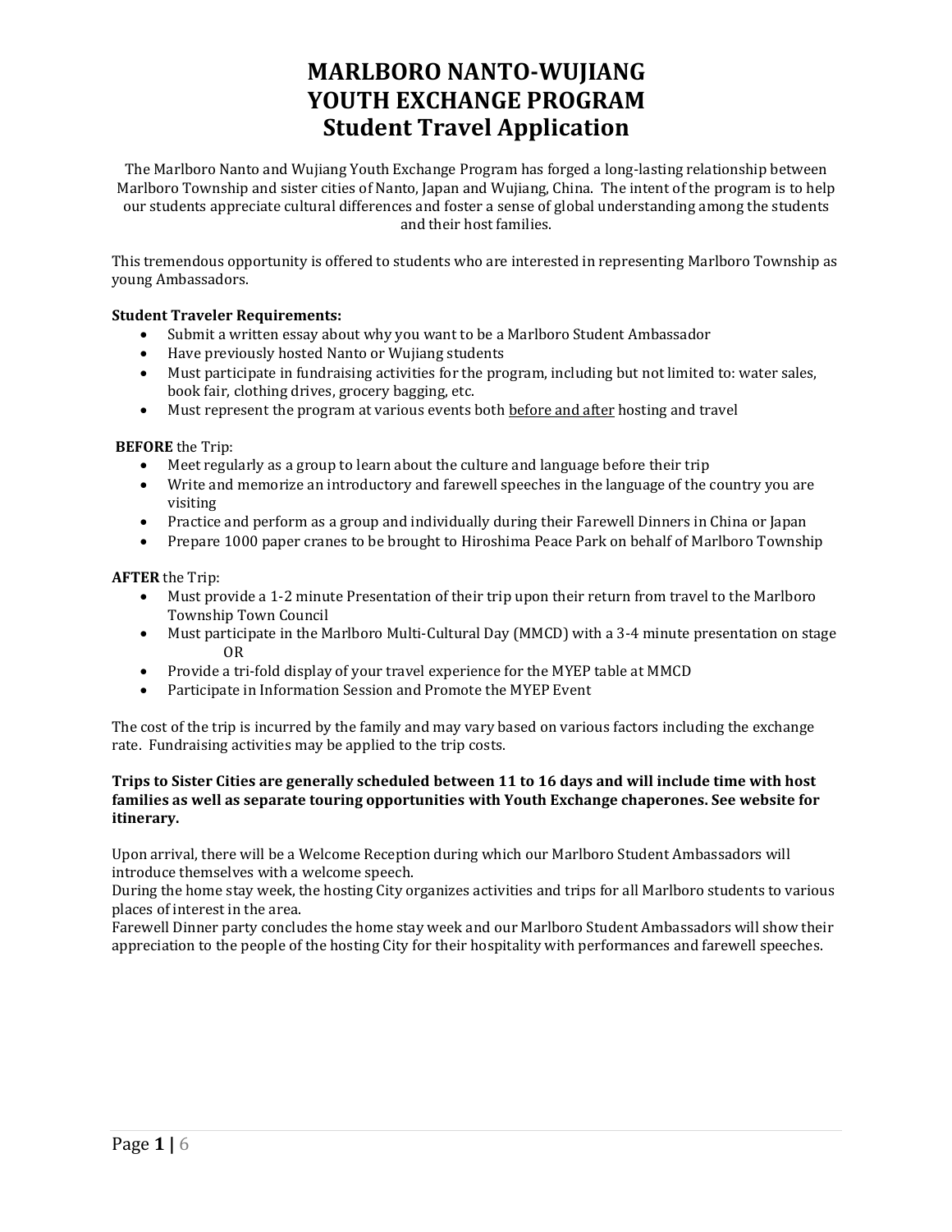# MARLBORO NANTO-WUJIANG
# YOUTH EXCHANGE PROGRAM
# Student Travel Application

The Marlboro Nanto and Wujiang Youth Exchange Program has forged a long-lasting relationship between Marlboro Township and sister cities of Nanto, Japan and Wujiang, China. The intent of the program is to help our students appreciate cultural differences and foster a sense of global understanding among the students and their host families.

This tremendous opportunity is offered to students who are interested in representing Marlboro Township as young Ambassadors.

**Student Traveler Requirements:**

- Submit a written essay about why you want to be a Marlboro Student Ambassador
- Have previously hosted Nanto or Wujiang students
- Must participate in fundraising activities for the program, including but not limited to: water sales, book fair, clothing drives, grocery bagging, etc.
- Must represent the program at various events both <u>before and after</u> hosting and travel

**BEFORE** the Trip:

- Meet regularly as a group to learn about the culture and language before their trip
- Write and memorize an introductory and farewell speeches in the language of the country you are visiting
- Practice and perform as a group and individually during their Farewell Dinners in China or Japan
- Prepare 1000 paper cranes to be brought to Hiroshima Peace Park on behalf of Marlboro Township

**AFTER** the Trip:

- Must provide a 1-2 minute Presentation of their trip upon their return from travel to the Marlboro Township Town Council
- Must participate in the Marlboro Multi-Cultural Day (MMCD) with a 3-4 minute presentation on stage
  OR
- Provide a tri-fold display of your travel experience for the MYEP table at MMCD
- Participate in Information Session and Promote the MYEP Event

The cost of the trip is incurred by the family and may vary based on various factors including the exchange rate. Fundraising activities may be applied to the trip costs.

**Trips to Sister Cities are generally scheduled between 11 to 16 days and will include time with host families as well as separate touring opportunities with Youth Exchange chaperones. See website for itinerary.**

Upon arrival, there will be a Welcome Reception during which our Marlboro Student Ambassadors will introduce themselves with a welcome speech.
During the home stay week, the hosting City organizes activities and trips for all Marlboro students to various places of interest in the area.
Farewell Dinner party concludes the home stay week and our Marlboro Student Ambassadors will show their appreciation to the people of the hosting City for their hospitality with performances and farewell speeches.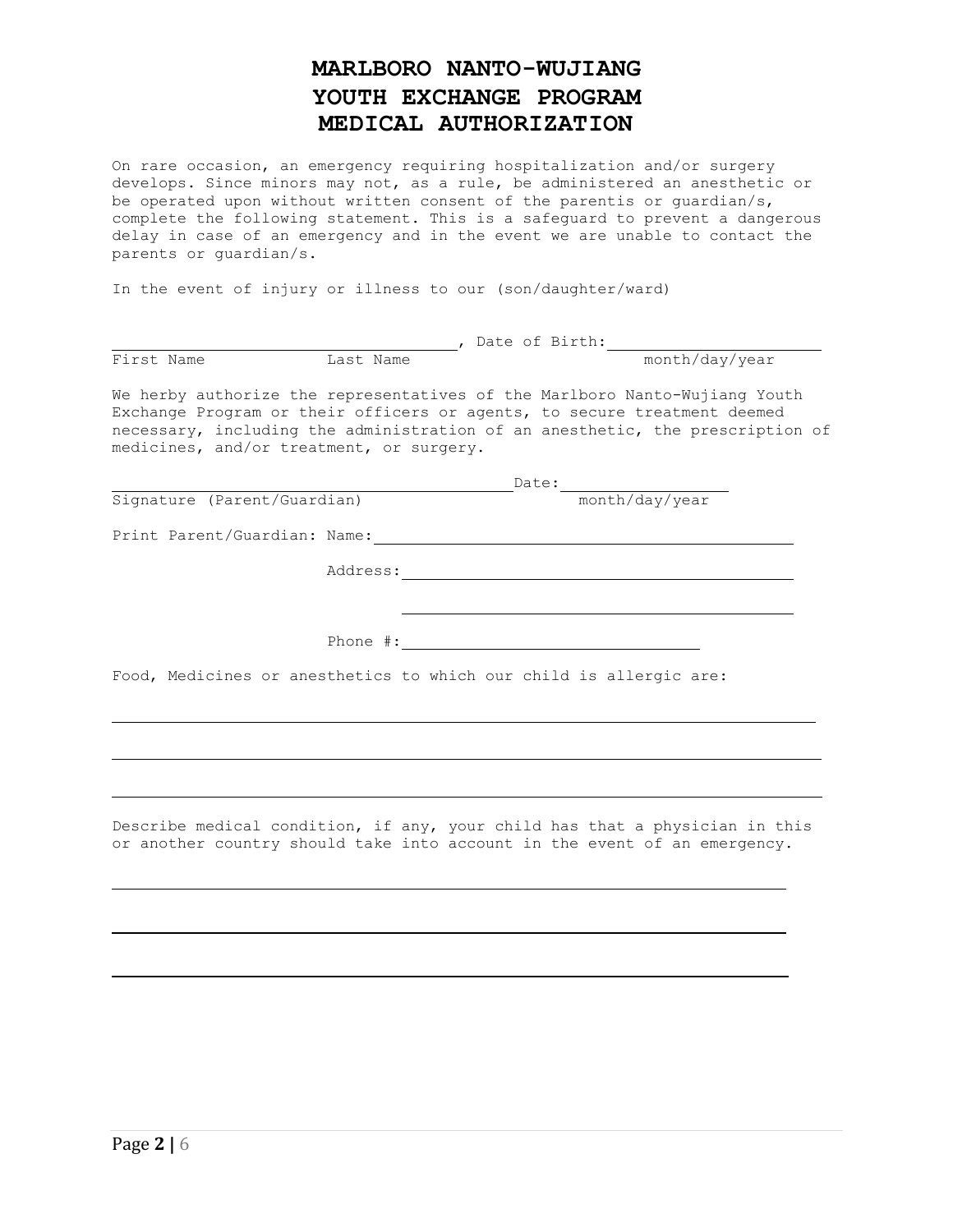# MARLBORO NANTO-WUJIANG YOUTH EXCHANGE PROGRAM MEDICAL AUTHORIZATION

On rare occasion, an emergency requiring hospitalization and/or surgery develops. Since minors may not, as a rule, be administered an anesthetic or be operated upon without written consent of the parentis or guardian/s, complete the following statement. This is a safeguard to prevent a dangerous delay in case of an emergency and in the event we are unable to contact the parents or guardian/s.

In the event of injury or illness to our (son/daughter/ward)

______________________________________, Date of Birth: ______________________

First Name Last Name month/day/year

We herby authorize the representatives of the Marlboro Nanto-Wujiang Youth Exchange Program or their officers or agents, to secure treatment deemed necessary, including the administration of an anesthetic, the prescription of medicines, and/or treatment, or surgery.

____________________________________________ Date: __________________

Signature (Parent/Guardian) month/day/year

Print Parent/Guardian: Name: ____________________________________________

Address: ____________________________________________

____________________________________________

Phone #: ________________________________

Food, Medicines or anesthetics to which our child is allergic are:

______________________________________________________________________________

______________________________________________________________________________

______________________________________________________________________________

Describe medical condition, if any, your child has that a physician in this or another country should take into account in the event of an emergency.

______________________________________________________________________________

______________________________________________________________________________

______________________________________________________________________________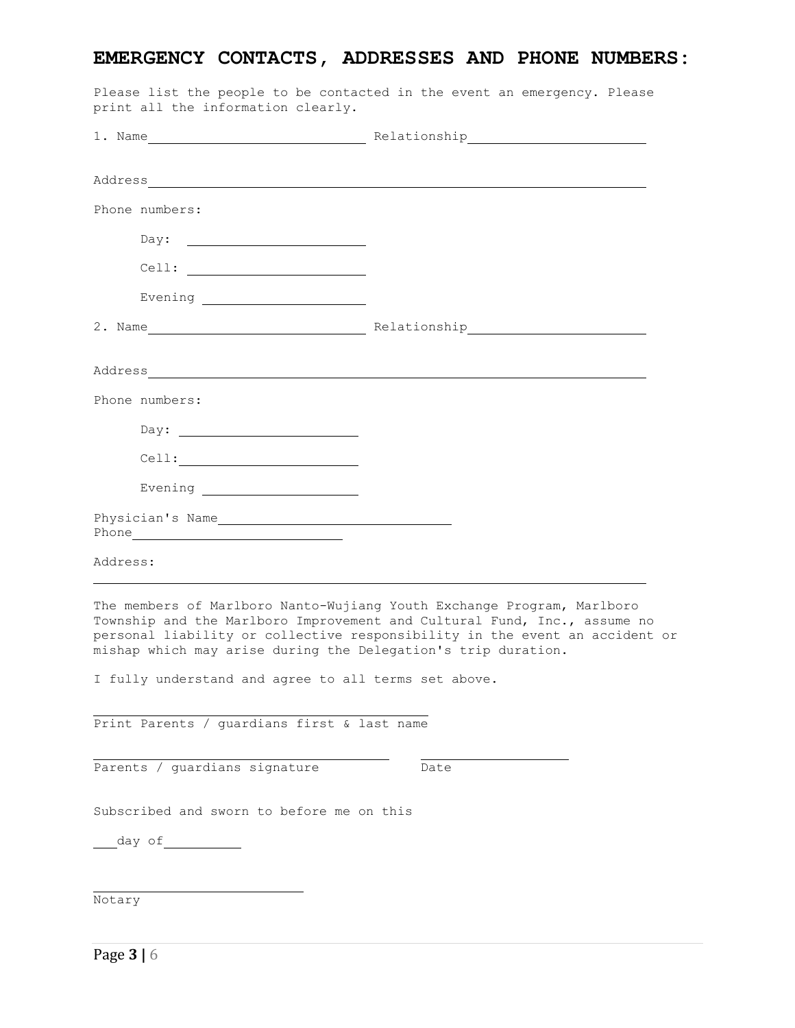# EMERGENCY CONTACTS, ADDRESSES AND PHONE NUMBERS:

Please list the people to be contacted in the event an emergency. Please print all the information clearly.

1. Name______________________________ Relationship______________________

Address__________________________________________________________________

Phone numbers:

Day: ________________________

Cell: ________________________

Evening ______________________

2. Name______________________________ Relationship______________________

Address__________________________________________________________________

Phone numbers:

Day: ________________________

Cell:________________________

Evening ______________________

Physician's Name________________________________
Phone____________________________

Address:

_________________________________________________________________________

The members of Marlboro Nanto-Wujiang Youth Exchange Program, Marlboro Township and the Marlboro Improvement and Cultural Fund, Inc., assume no personal liability or collective responsibility in the event an accident or mishap which may arise during the Delegation's trip duration.

I fully understand and agree to all terms set above.

_______________________________________________
Print Parents / guardians first & last name

__________________________________________ ____________________
Parents / guardians signature Date

Subscribed and sworn to before me on this

___day of__________

______________________________
Notary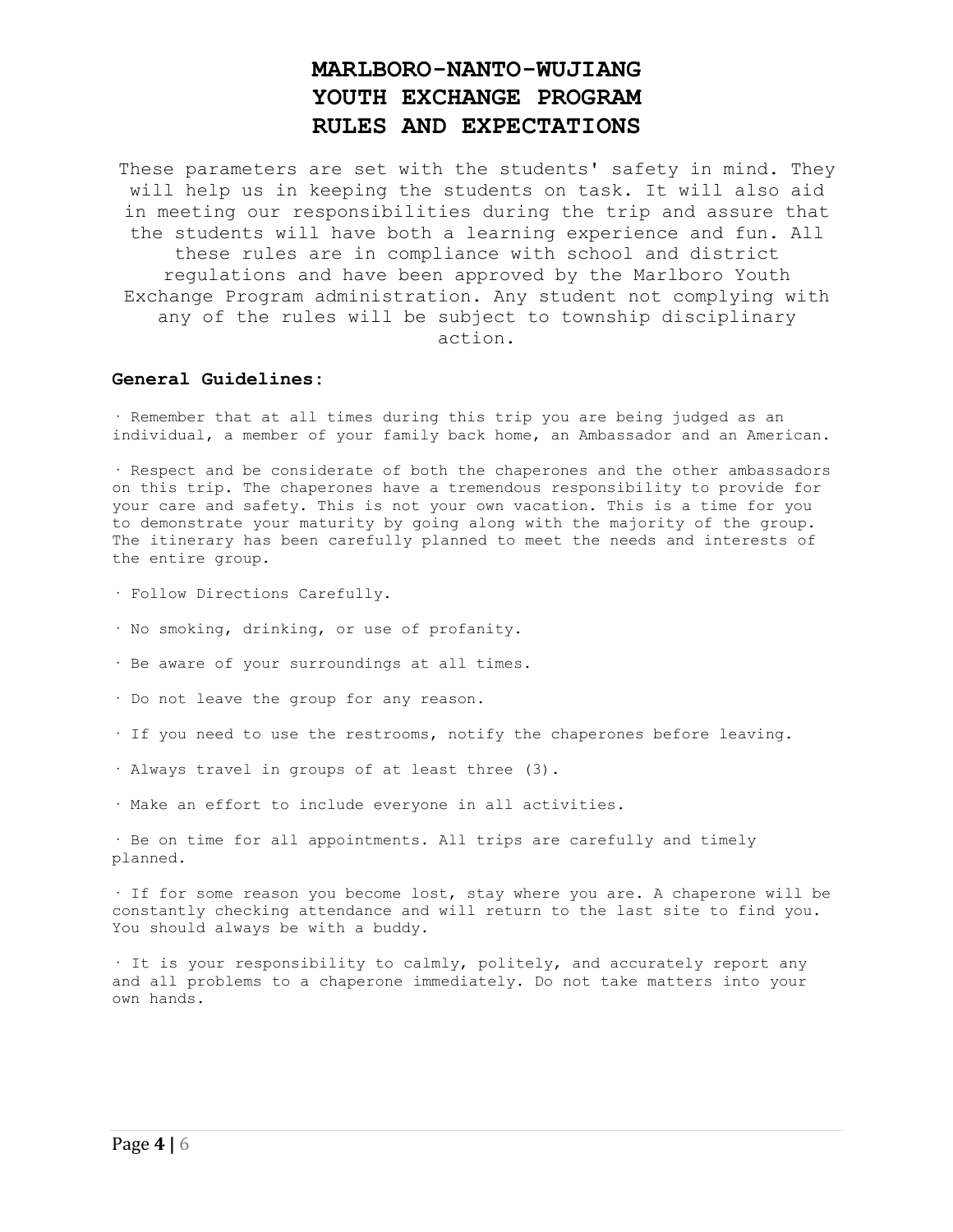# MARLBORO-NANTO-WUJIANG YOUTH EXCHANGE PROGRAM RULES AND EXPECTATIONS

These parameters are set with the students' safety in mind. They will help us in keeping the students on task. It will also aid in meeting our responsibilities during the trip and assure that the students will have both a learning experience and fun. All these rules are in compliance with school and district regulations and have been approved by the Marlboro Youth Exchange Program administration. Any student not complying with any of the rules will be subject to township disciplinary action.

**General Guidelines:**

- Remember that at all times during this trip you are being judged as an individual, a member of your family back home, an Ambassador and an American.
- Respect and be considerate of both the chaperones and the other ambassadors on this trip. The chaperones have a tremendous responsibility to provide for your care and safety. This is not your own vacation. This is a time for you to demonstrate your maturity by going along with the majority of the group. The itinerary has been carefully planned to meet the needs and interests of the entire group.
- Follow Directions Carefully.
- No smoking, drinking, or use of profanity.
- Be aware of your surroundings at all times.
- Do not leave the group for any reason.
- If you need to use the restrooms, notify the chaperones before leaving.
- Always travel in groups of at least three (3).
- Make an effort to include everyone in all activities.
- Be on time for all appointments. All trips are carefully and timely planned.
- If for some reason you become lost, stay where you are. A chaperone will be constantly checking attendance and will return to the last site to find you. You should always be with a buddy.
- It is your responsibility to calmly, politely, and accurately report any and all problems to a chaperone immediately. Do not take matters into your own hands.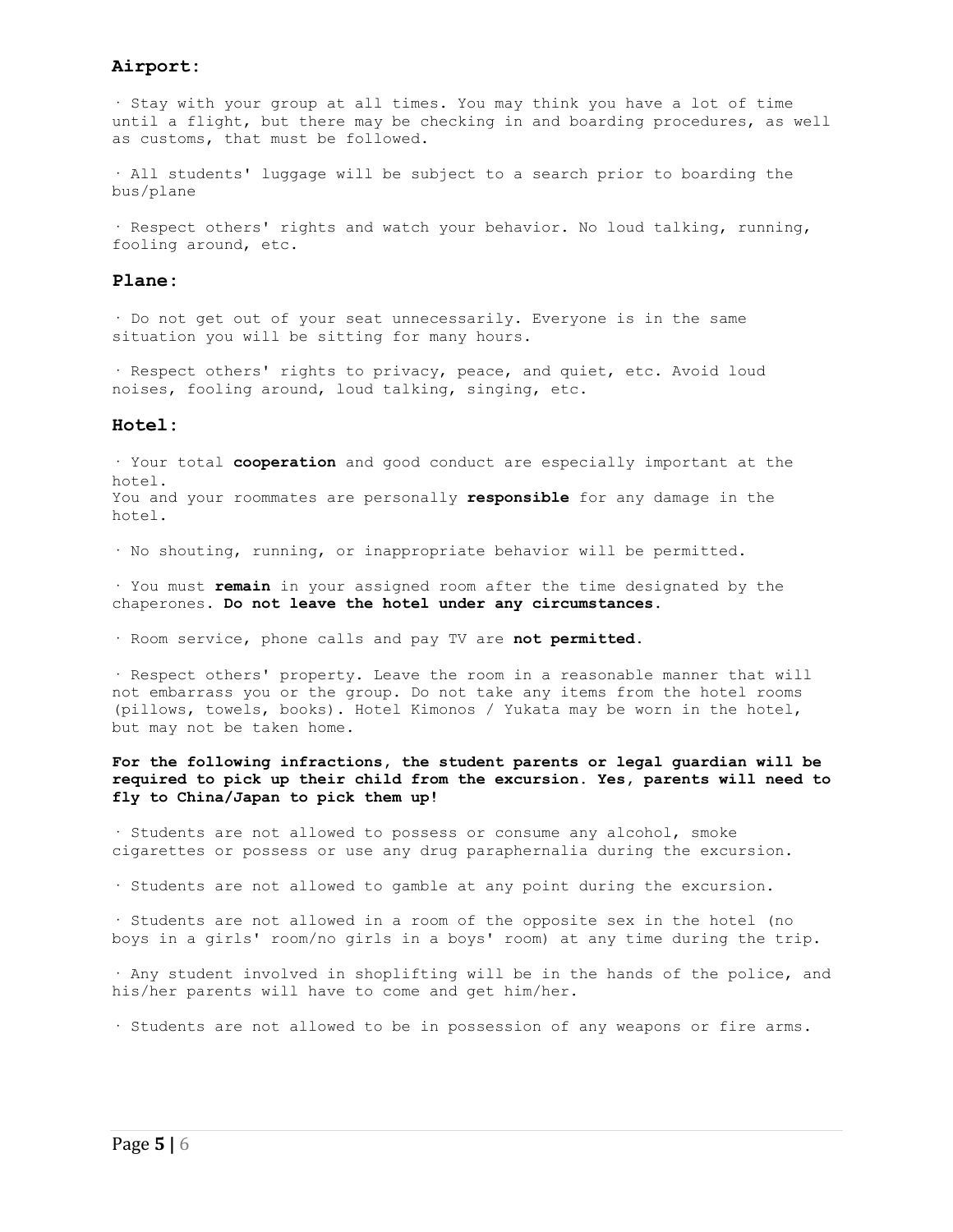## Airport:

· Stay with your group at all times. You may think you have a lot of time until a flight, but there may be checking in and boarding procedures, as well as customs, that must be followed.

· All students' luggage will be subject to a search prior to boarding the bus/plane

· Respect others' rights and watch your behavior. No loud talking, running, fooling around, etc.

## Plane:

· Do not get out of your seat unnecessarily. Everyone is in the same situation you will be sitting for many hours.

· Respect others' rights to privacy, peace, and quiet, etc. Avoid loud noises, fooling around, loud talking, singing, etc.

## Hotel:

· Your total **cooperation** and good conduct are especially important at the hotel.
You and your roommates are personally **responsible** for any damage in the hotel.

· No shouting, running, or inappropriate behavior will be permitted.

· You must **remain** in your assigned room after the time designated by the chaperones. **Do not leave the hotel under any circumstances.**

· Room service, phone calls and pay TV are **not permitted.**

· Respect others' property. Leave the room in a reasonable manner that will not embarrass you or the group. Do not take any items from the hotel rooms (pillows, towels, books). Hotel Kimonos / Yukata may be worn in the hotel, but may not be taken home.

**For the following infractions, the student parents or legal guardian will be required to pick up their child from the excursion. Yes, parents will need to fly to China/Japan to pick them up!**

· Students are not allowed to possess or consume any alcohol, smoke cigarettes or possess or use any drug paraphernalia during the excursion.

· Students are not allowed to gamble at any point during the excursion.

· Students are not allowed in a room of the opposite sex in the hotel (no boys in a girls' room/no girls in a boys' room) at any time during the trip.

· Any student involved in shoplifting will be in the hands of the police, and his/her parents will have to come and get him/her.

· Students are not allowed to be in possession of any weapons or fire arms.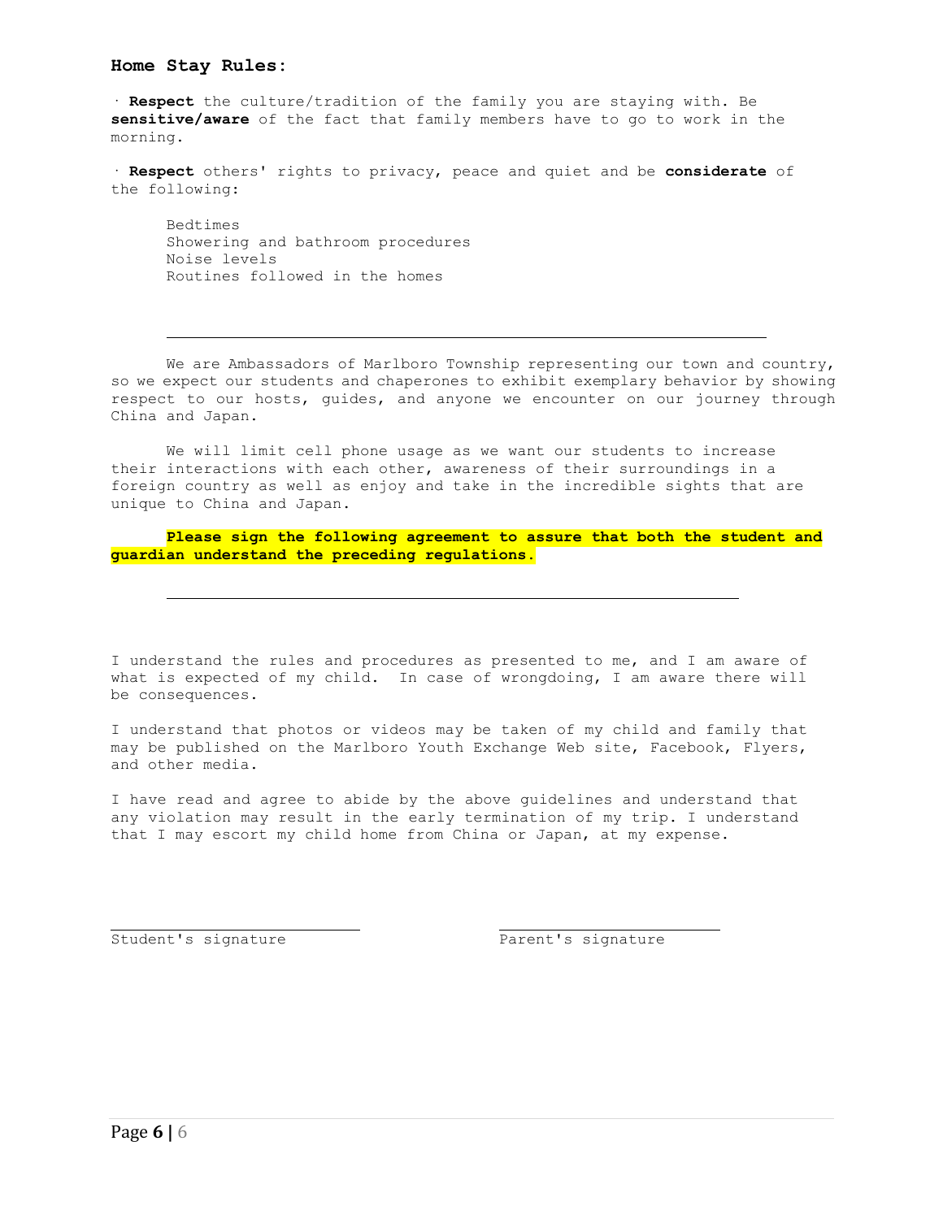### Home Stay Rules:

· **Respect** the culture/tradition of the family you are staying with. Be **sensitive/aware** of the fact that family members have to go to work in the morning.

· **Respect** others' rights to privacy, peace and quiet and be **considerate** of the following:

- Bedtimes
- Showering and bathroom procedures
- Noise levels
- Routines followed in the homes

---

We are Ambassadors of Marlboro Township representing our town and country, so we expect our students and chaperones to exhibit exemplary behavior by showing respect to our hosts, guides, and anyone we encounter on our journey through China and Japan.

We will limit cell phone usage as we want our students to increase their interactions with each other, awareness of their surroundings in a foreign country as well as enjoy and take in the incredible sights that are unique to China and Japan.

**Please sign the following agreement to assure that both the student and guardian understand the preceding regulations.**

---

I understand the rules and procedures as presented to me, and I am aware of what is expected of my child. In case of wrongdoing, I am aware there will be consequences.

I understand that photos or videos may be taken of my child and family that may be published on the Marlboro Youth Exchange Web site, Facebook, Flyers, and other media.

I have read and agree to abide by the above guidelines and understand that any violation may result in the early termination of my trip. I understand that I may escort my child home from China or Japan, at my expense.

\_\_\_\_\_\_\_\_\_\_\_\_\_\_\_\_\_\_\_\_\_\_\_\_\_\_\_\_ Student's signature

\_\_\_\_\_\_\_\_\_\_\_\_\_\_\_\_\_\_\_\_\_\_\_\_\_\_\_\_ Parent's signature